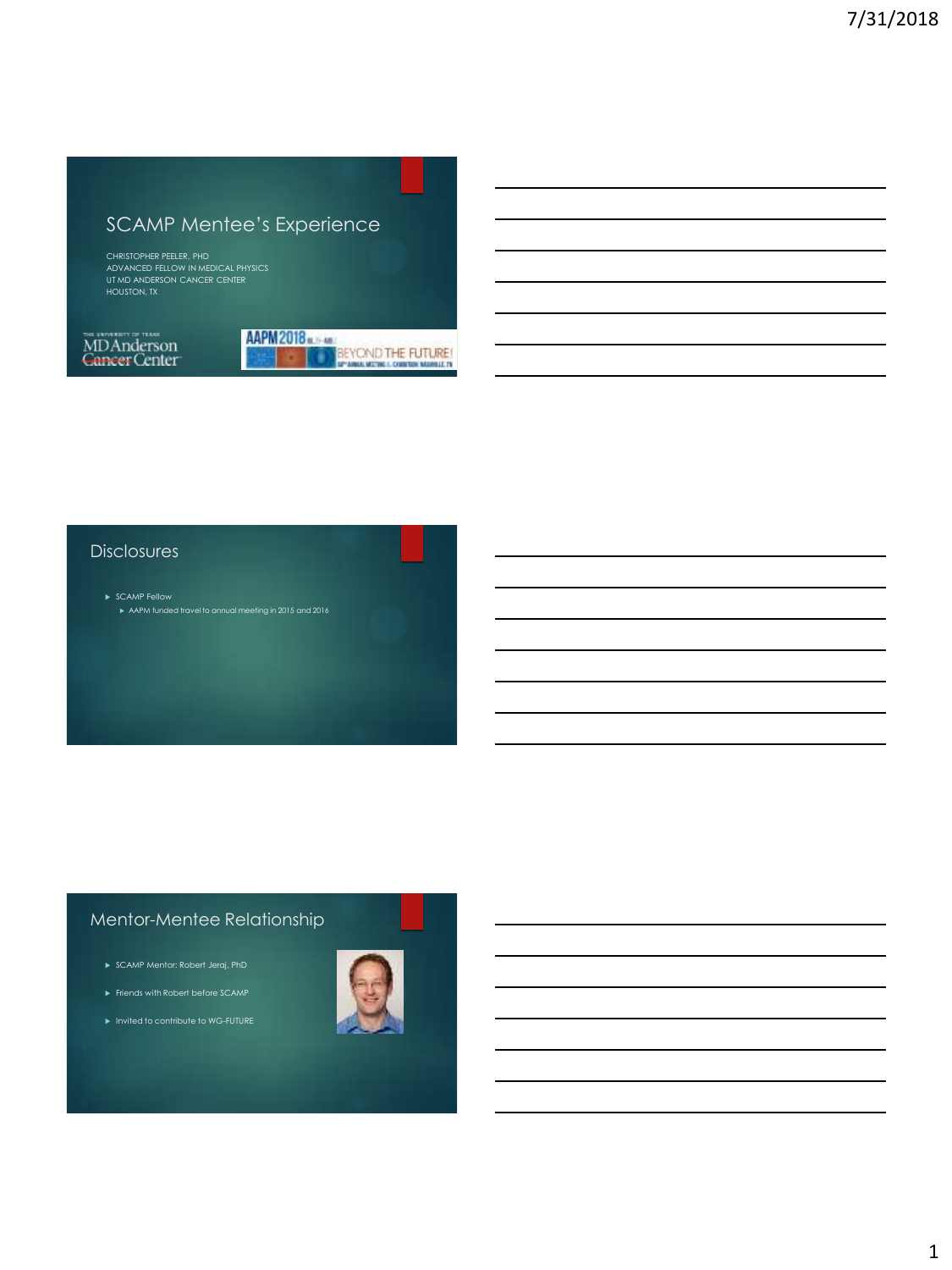# SCAMP Mentee's Experience

CHRISTOPHER PEELER, PHD
ADVANCED FELLOW IN MEDICAL PHYSICS
UT MD ANDERSON CANCER CENTER
HOUSTON, TX

## Disclosures

- SCAMP Fellow
  - AAPM funded travel to annual meeting in 2015 and 2016

## Mentor-Mentee Relationship

- SCAMP Mentor: Robert Jeraj, PhD
- Friends with Robert before SCAMP
- Invited to contribute to WG-FUTURE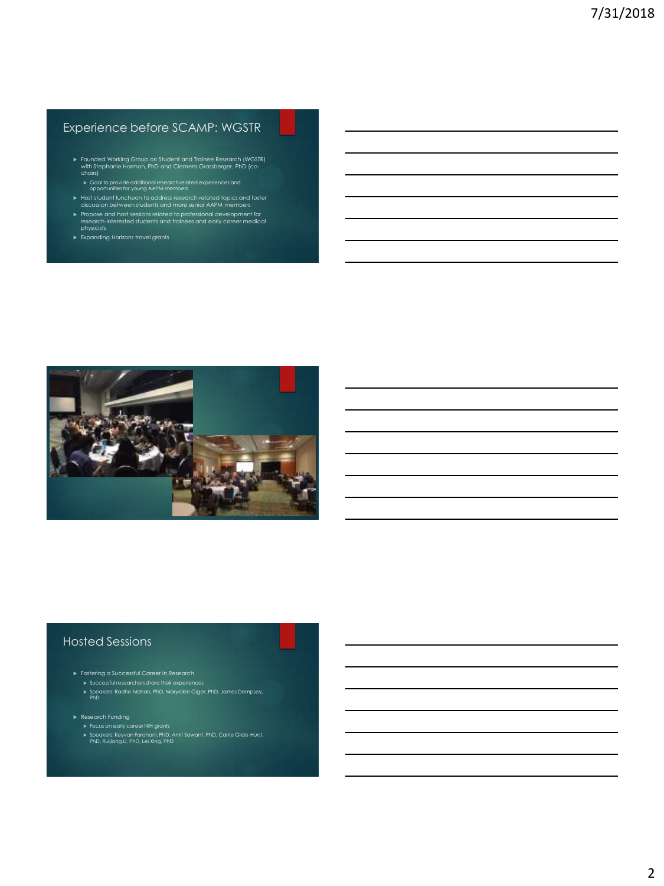## Experience before SCAMP: WGSTR

- Founded Working Group on Student and Trainee Research (WGSTR) with Stephanie Harmon, PhD and Clemens Grassberger, PhD (co-chairs)
  - Goal to provide additional research related experiences and opportunities for young AAPM members
- Host student luncheon to address research-related topics and foster discussion between students and more senior AAPM members
- Propose and host sessions related to professional development for research-interested students and trainees and early career medical physicists
- Expanding Horizons travel grants

## Hosted Sessions

- Fostering a Successful Career in Research
  - Successful researchers share their experiences
  - Speakers: Radhe Mohan, PhD, Maryellen Giger, PhD, James Dempsey, PhD
- Research Funding
  - Focus on early career NIH grants
  - Speakers: Keyvan Farahani, PhD, Amit Sawant, PhD, Carrie Glide-Hurst, PhD, Ruijiang Li, PhD, Lei Xing, PhD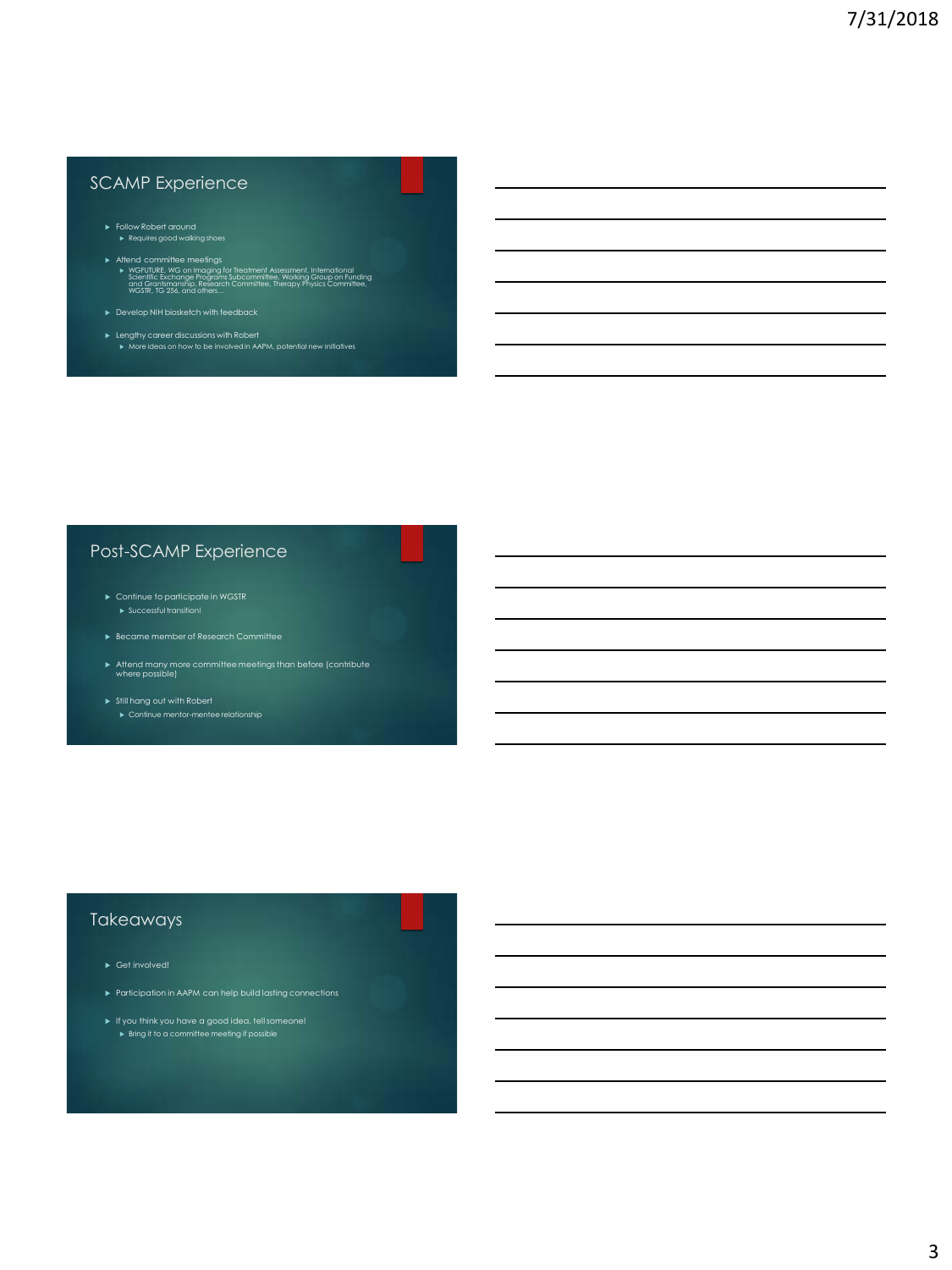## SCAMP Experience

- Follow Robert around
  - Requires good walking shoes
- Attend committee meetings
  - WGFUTURE, WG on Imaging for Treatment Assessment, International Scientific Exchange Programs Subcommittee, Working Group on Funding and Grantsmanship, Research Committee, Therapy Physics Committee, WGSTR, TG 256, and others…
- Develop NIH biosketch with feedback
- Lengthy career discussions with Robert
  - More ideas on how to be involved in AAPM, potential new initiatives

## Post-SCAMP Experience

- Continue to participate in WGSTR
  - Successful transition!
- Became member of Research Committee
- Attend many more committee meetings than before (contribute where possible)
- Still hang out with Robert
  - Continue mentor-mentee relationship

## Takeaways

- Get involved!
- Participation in AAPM can help build lasting connections
- If you think you have a good idea, tell someone!
  - Bring it to a committee meeting if possible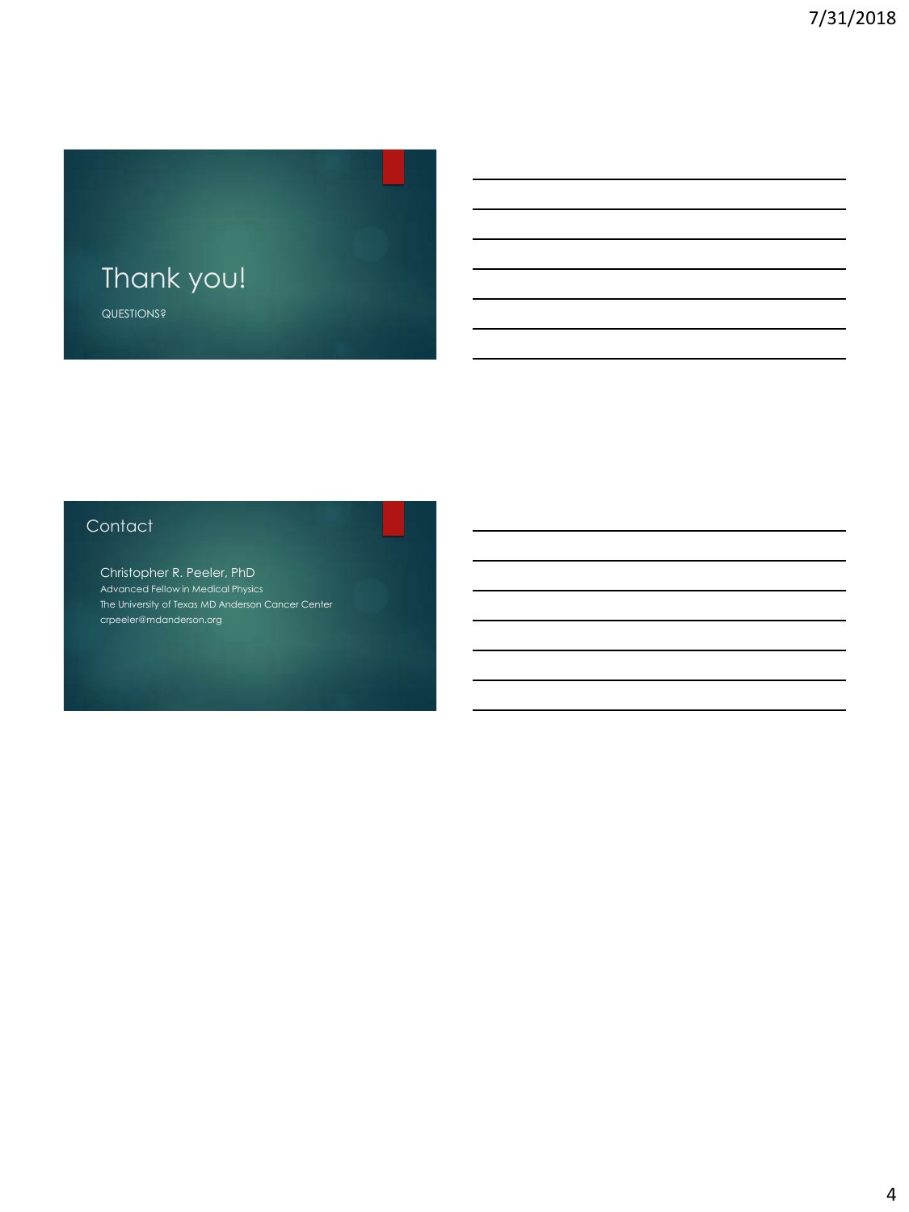# Thank you!

QUESTIONS?

## Contact

Christopher R. Peeler, PhD
Advanced Fellow in Medical Physics
The University of Texas MD Anderson Cancer Center
crpeeler@mdanderson.org